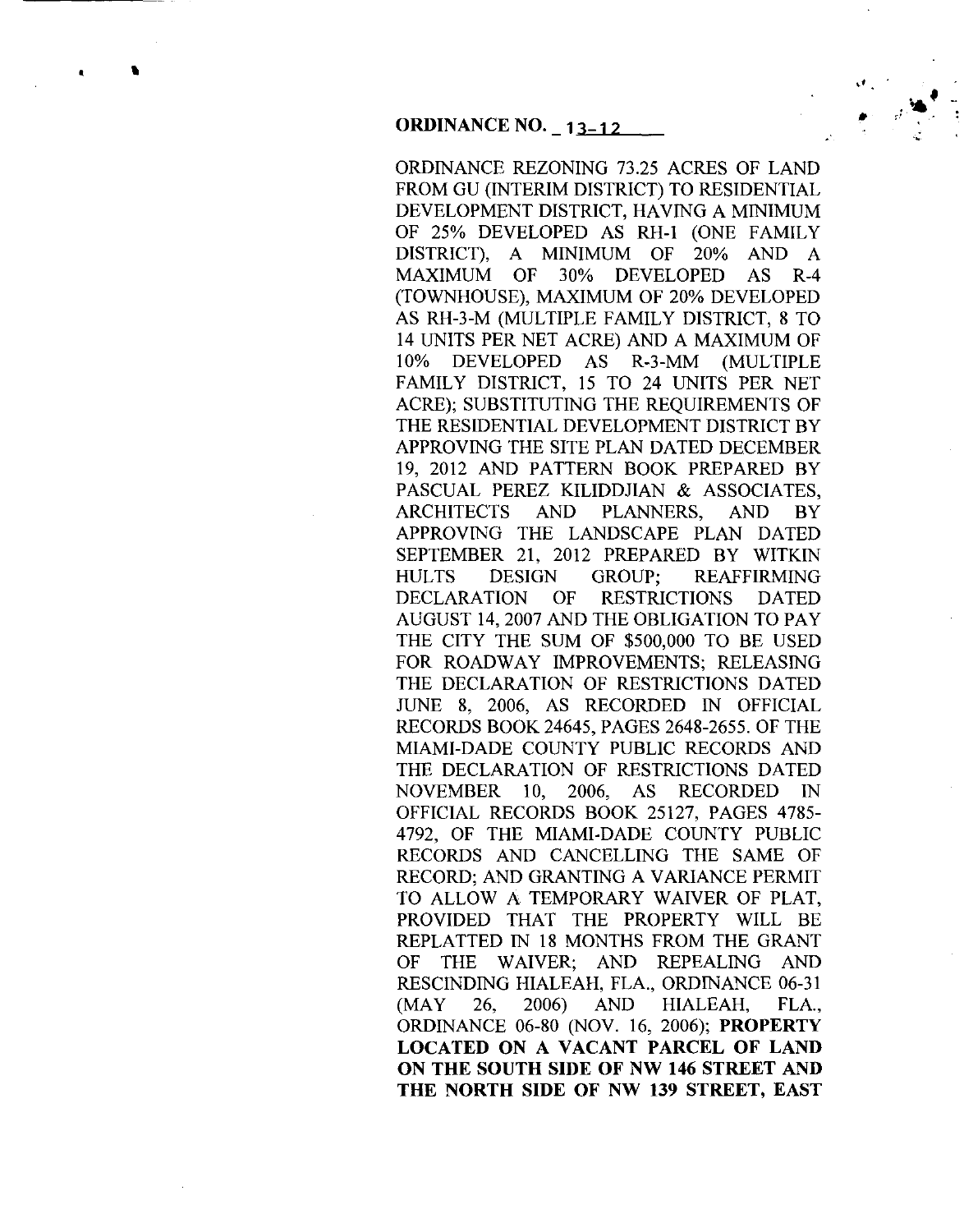**ORDINANCE NO. 13-12**

ORDINANCE REZONING 73.25 ACRES OF LAND FROM GU (INTERIM DISTRICT) TO RESIDENTIAL DEVELOPMENT DISTRICT, HAVING A MINIMUM OF 25% DEVELOPED AS RH-1 (ONE FAMILY DISTRICT), A MINIMUM OF 20% AND A MAXIMUM OF 30% DEVELOPED AS R-4 (TOWNHOUSE), MAXIMUM OF 20% DEVELOPED AS RH-3-M (MULTIPLE FAMILY DISTRICT, 8 TO 14 UNITS PER NET ACRE) AND A MAXIMUM OF 10% DEVELOPED AS R-3-MM (MULTIPLE FAMILY DISTRICT, 15 TO 24 UNITS PER NET ACRE); SUBSTITUTING THE REQUIREMENTS OF THE RESIDENTIAL DEVELOPMENT DISTRICT BY APPROVING THE SITE PLAN DATED DECEMBER 19, 2012 AND PATTERN BOOK PREPARED BY PASCUAL PEREZ KILIDDJIAN & ASSOCIATES, ARCHITECTS AND PLANNERS, AND BY APPROVING THE LANDSCAPE PLAN DATED SEPTEMBER 21, 2012 PREPARED BY WITKIN HULTS DESIGN GROUP; REAFFIRMING DECLARATION OF RESTRICTIONS DATED AUGUST 14, 2007 AND THE OBLIGATION TO PAY THE CITY THE SUM OF $500,000 TO BE USED FOR ROADWAY IMPROVEMENTS; RELEASING THE DECLARATION OF RESTRICTIONS DATED JUNE 8, 2006, AS RECORDED IN OFFICIAL RECORDS BOOK 24645, PAGES 2648-2655. OF THE MIAMI-DADE COUNTY PUBLIC RECORDS AND THE DECLARATION OF RESTRICTIONS DATED NOVEMBER 10, 2006, AS RECORDED IN OFFICIAL RECORDS BOOK 25127, PAGES 4785-4792, OF THE MIAMI-DADE COUNTY PUBLIC RECORDS AND CANCELLING THE SAME OF RECORD; AND GRANTING A VARIANCE PERMIT TO ALLOW A TEMPORARY WAIVER OF PLAT, PROVIDED THAT THE PROPERTY WILL BE REPLATTED IN 18 MONTHS FROM THE GRANT OF THE WAIVER; AND REPEALING AND RESCINDING HIALEAH, FLA., ORDINANCE 06-31 (MAY 26, 2006) AND HIALEAH, FLA., ORDINANCE 06-80 (NOV. 16, 2006); **PROPERTY LOCATED ON A VACANT PARCEL OF LAND ON THE SOUTH SIDE OF NW 146 STREET AND THE NORTH SIDE OF NW 139 STREET, EAST**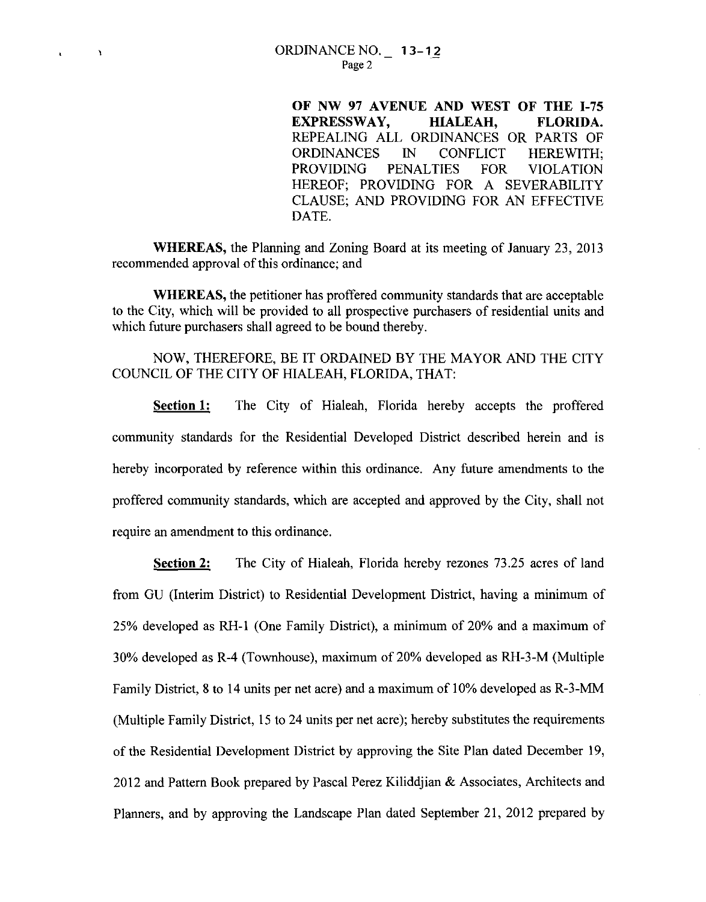**OF NW 97 AVENUE AND WEST OF THE I-75 EXPRESSWAY, HIALEAH, FLORIDA.** REPEALING ALL ORDINANCES OR PARTS OF ORDINANCES IN CONFLICT HEREWITH; PROVIDING PENALTIES FOR VIOLATION HEREOF; PROVIDING FOR A SEVERABILITY CLAUSE; AND PROVIDING FOR AN EFFECTIVE DATE.

**WHEREAS,** the Planning and Zoning Board at its meeting of January 23, 2013 recommended approval of this ordinance; and

**WHEREAS,** the petitioner has proffered community standards that are acceptable to the City, which will be provided to all prospective purchasers of residential units and which future purchasers shall agreed to be bound thereby.

NOW, THEREFORE, BE IT ORDAINED BY THE MAYOR AND THE CITY COUNCIL OF THE CITY OF HIALEAH, FLORIDA, THAT:

**Section 1:** The City of Hialeah, Florida hereby accepts the proffered community standards for the Residential Developed District described herein and is hereby incorporated by reference within this ordinance. Any future amendments to the proffered community standards, which are accepted and approved by the City, shall not require an amendment to this ordinance.

**Section 2:** The City of Hialeah, Florida hereby rezones 73.25 acres of land from GU (Interim District) to Residential Development District, having a minimum of 25% developed as RH-1 (One Family District), a minimum of 20% and a maximum of 30% developed as R-4 (Townhouse), maximum of 20% developed as RH-3-M (Multiple Family District, 8 to 14 units per net acre) and a maximum of 10% developed as R-3-MM (Multiple Family District, 15 to 24 units per net acre); hereby substitutes the requirements of the Residential Development District by approving the Site Plan dated December 19, 2012 and Pattern Book prepared by Pascal Perez Kiliddjian & Associates, Architects and Planners, and by approving the Landscape Plan dated September 21, 2012 prepared by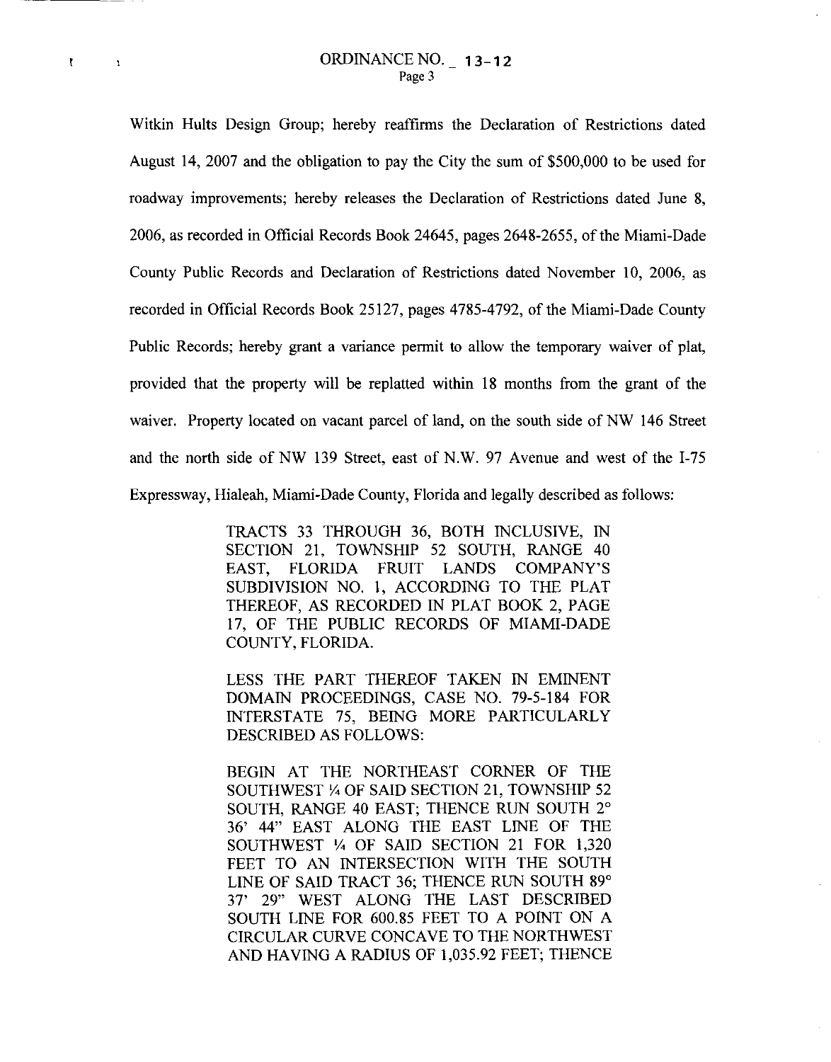Witkin Hults Design Group; hereby reaffirms the Declaration of Restrictions dated August 14, 2007 and the obligation to pay the City the sum of $500,000 to be used for roadway improvements; hereby releases the Declaration of Restrictions dated June 8, 2006, as recorded in Official Records Book 24645, pages 2648-2655, of the Miami-Dade County Public Records and Declaration of Restrictions dated November 10, 2006, as recorded in Official Records Book 25127, pages 4785-4792, of the Miami-Dade County Public Records; hereby grant a variance permit to allow the temporary waiver of plat, provided that the property will be replatted within 18 months from the grant of the waiver. Property located on vacant parcel of land, on the south side of NW 146 Street and the north side of NW 139 Street, east of N.W. 97 Avenue and west of the I-75 Expressway, Hialeah, Miami-Dade County, Florida and legally described as follows:

> TRACTS 33 THROUGH 36, BOTH INCLUSIVE, IN SECTION 21, TOWNSHIP 52 SOUTH, RANGE 40 EAST, FLORIDA FRUIT LANDS COMPANY'S SUBDIVISION NO. 1, ACCORDING TO THE PLAT THEREOF, AS RECORDED IN PLAT BOOK 2, PAGE 17, OF THE PUBLIC RECORDS OF MIAMI-DADE COUNTY, FLORIDA.
>
> LESS THE PART THEREOF TAKEN IN EMINENT DOMAIN PROCEEDINGS, CASE NO. 79-5-184 FOR INTERSTATE 75, BEING MORE PARTICULARLY DESCRIBED AS FOLLOWS:
>
> BEGIN AT THE NORTHEAST CORNER OF THE SOUTHWEST ¼ OF SAID SECTION 21, TOWNSHIP 52 SOUTH, RANGE 40 EAST; THENCE RUN SOUTH 2° 36' 44" EAST ALONG THE EAST LINE OF THE SOUTHWEST ¼ OF SAID SECTION 21 FOR 1,320 FEET TO AN INTERSECTION WITH THE SOUTH LINE OF SAID TRACT 36; THENCE RUN SOUTH 89° 37' 29" WEST ALONG THE LAST DESCRIBED SOUTH LINE FOR 600.85 FEET TO A POINT ON A CIRCULAR CURVE CONCAVE TO THE NORTHWEST AND HAVING A RADIUS OF 1,035.92 FEET; THENCE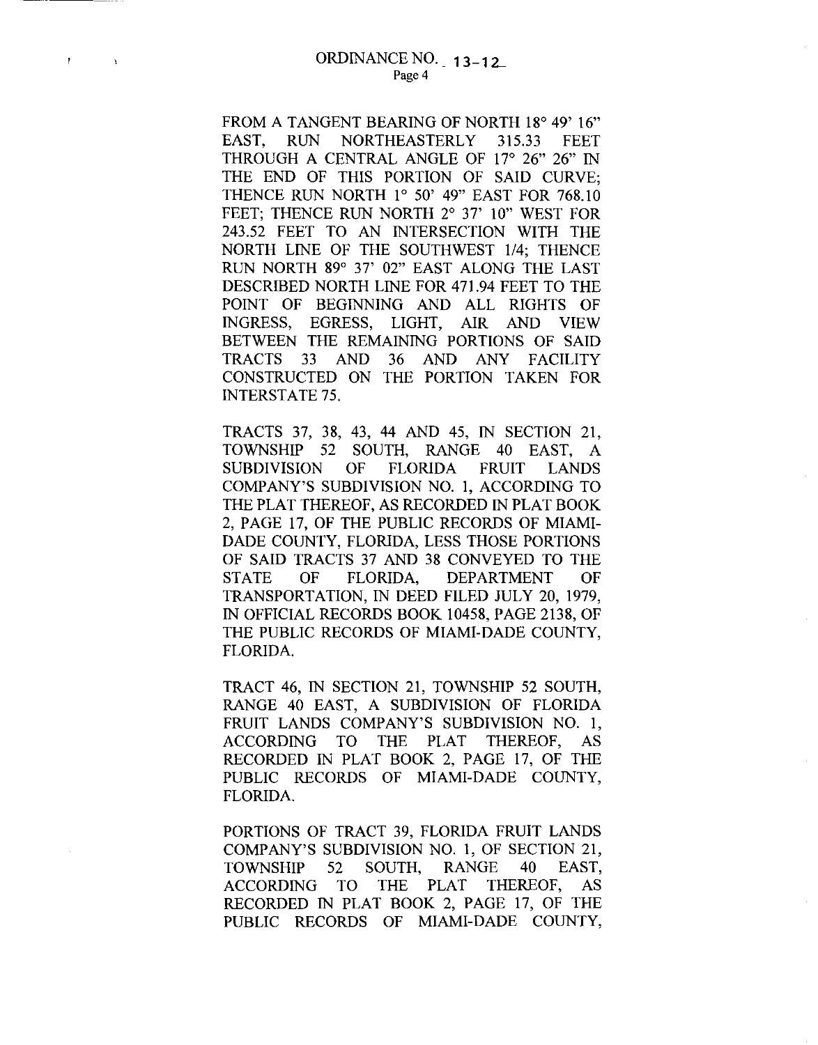FROM A TANGENT BEARING OF NORTH 18° 49' 16" EAST, RUN NORTHEASTERLY 315.33 FEET THROUGH A CENTRAL ANGLE OF 17° 26" 26" IN THE END OF THIS PORTION OF SAID CURVE; THENCE RUN NORTH 1° 50' 49" EAST FOR 768.10 FEET; THENCE RUN NORTH 2° 37' 10" WEST FOR 243.52 FEET TO AN INTERSECTION WITH THE NORTH LINE OF THE SOUTHWEST 1/4; THENCE RUN NORTH 89° 37' 02" EAST ALONG THE LAST DESCRIBED NORTH LINE FOR 471.94 FEET TO THE POINT OF BEGINNING AND ALL RIGHTS OF INGRESS, EGRESS, LIGHT, AIR AND VIEW BETWEEN THE REMAINING PORTIONS OF SAID TRACTS 33 AND 36 AND ANY FACILITY CONSTRUCTED ON THE PORTION TAKEN FOR INTERSTATE 75.

TRACTS 37, 38, 43, 44 AND 45, IN SECTION 21, TOWNSHIP 52 SOUTH, RANGE 40 EAST, A SUBDIVISION OF FLORIDA FRUIT LANDS COMPANY'S SUBDIVISION NO. 1, ACCORDING TO THE PLAT THEREOF, AS RECORDED IN PLAT BOOK 2, PAGE 17, OF THE PUBLIC RECORDS OF MIAMI-DADE COUNTY, FLORIDA, LESS THOSE PORTIONS OF SAID TRACTS 37 AND 38 CONVEYED TO THE STATE OF FLORIDA, DEPARTMENT OF TRANSPORTATION, IN DEED FILED JULY 20, 1979, IN OFFICIAL RECORDS BOOK 10458, PAGE 2138, OF THE PUBLIC RECORDS OF MIAMI-DADE COUNTY, FLORIDA.

TRACT 46, IN SECTION 21, TOWNSHIP 52 SOUTH, RANGE 40 EAST, A SUBDIVISION OF FLORIDA FRUIT LANDS COMPANY'S SUBDIVISION NO. 1, ACCORDING TO THE PLAT THEREOF, AS RECORDED IN PLAT BOOK 2, PAGE 17, OF THE PUBLIC RECORDS OF MIAMI-DADE COUNTY, FLORIDA.

PORTIONS OF TRACT 39, FLORIDA FRUIT LANDS COMPANY'S SUBDIVISION NO. 1, OF SECTION 21, TOWNSHIP 52 SOUTH, RANGE 40 EAST, ACCORDING TO THE PLAT THEREOF, AS RECORDED IN PLAT BOOK 2, PAGE 17, OF THE PUBLIC RECORDS OF MIAMI-DADE COUNTY,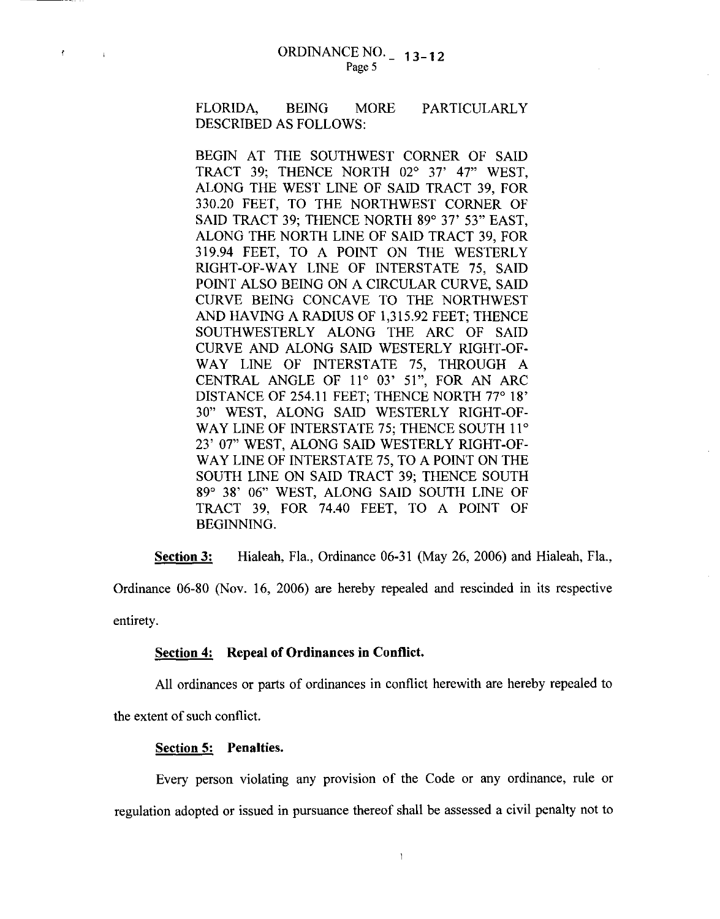FLORIDA, BEING MORE PARTICULARLY DESCRIBED AS FOLLOWS:

BEGIN AT THE SOUTHWEST CORNER OF SAID TRACT 39; THENCE NORTH 02° 37' 47" WEST, ALONG THE WEST LINE OF SAID TRACT 39, FOR 330.20 FEET, TO THE NORTHWEST CORNER OF SAID TRACT 39; THENCE NORTH 89° 37' 53" EAST, ALONG THE NORTH LINE OF SAID TRACT 39, FOR 319.94 FEET, TO A POINT ON THE WESTERLY RIGHT-OF-WAY LINE OF INTERSTATE 75, SAID POINT ALSO BEING ON A CIRCULAR CURVE, SAID CURVE BEING CONCAVE TO THE NORTHWEST AND HAVING A RADIUS OF 1,315.92 FEET; THENCE SOUTHWESTERLY ALONG THE ARC OF SAID CURVE AND ALONG SAID WESTERLY RIGHT-OF-WAY LINE OF INTERSTATE 75, THROUGH A CENTRAL ANGLE OF 11° 03' 51", FOR AN ARC DISTANCE OF 254.11 FEET; THENCE NORTH 77° 18' 30" WEST, ALONG SAID WESTERLY RIGHT-OF-WAY LINE OF INTERSTATE 75; THENCE SOUTH 11° 23' 07" WEST, ALONG SAID WESTERLY RIGHT-OF-WAY LINE OF INTERSTATE 75, TO A POINT ON THE SOUTH LINE ON SAID TRACT 39; THENCE SOUTH 89° 38' 06" WEST, ALONG SAID SOUTH LINE OF TRACT 39, FOR 74.40 FEET, TO A POINT OF BEGINNING.

**Section 3:** Hialeah, Fla., Ordinance 06-31 (May 26, 2006) and Hialeah, Fla., Ordinance 06-80 (Nov. 16, 2006) are hereby repealed and rescinded in its respective entirety.

**Section 4: Repeal of Ordinances in Conflict.**

All ordinances or parts of ordinances in conflict herewith are hereby repealed to the extent of such conflict.

**Section 5: Penalties.**

Every person violating any provision of the Code or any ordinance, rule or regulation adopted or issued in pursuance thereof shall be assessed a civil penalty not to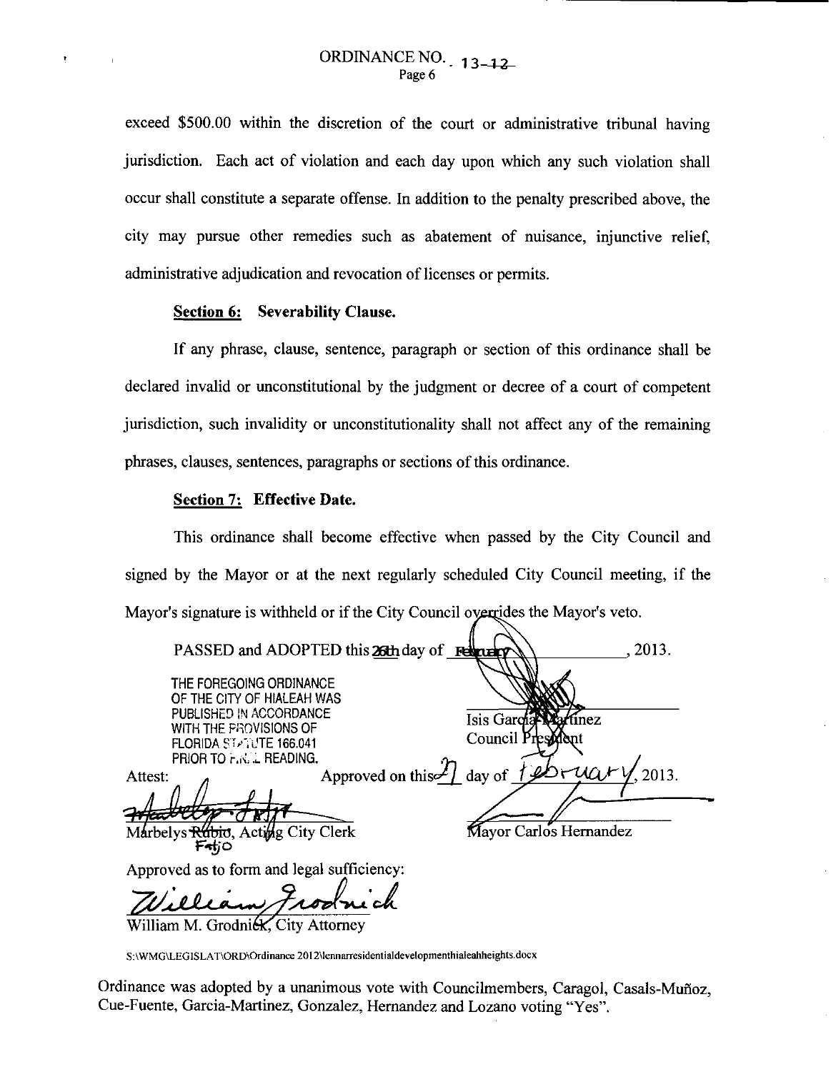ORDINANCE NO. 13-12

exceed $500.00 within the discretion of the court or administrative tribunal having jurisdiction. Each act of violation and each day upon which any such violation shall occur shall constitute a separate offense. In addition to the penalty prescribed above, the city may pursue other remedies such as abatement of nuisance, injunctive relief, administrative adjudication and revocation of licenses or permits.

**Section 6: Severability Clause.**

If any phrase, clause, sentence, paragraph or section of this ordinance shall be declared invalid or unconstitutional by the judgment or decree of a court of competent jurisdiction, such invalidity or unconstitutionality shall not affect any of the remaining phrases, clauses, sentences, paragraphs or sections of this ordinance.

**Section 7: Effective Date.**

This ordinance shall become effective when passed by the City Council and signed by the Mayor or at the next regularly scheduled City Council meeting, if the Mayor's signature is withheld or if the City Council overrides the Mayor's veto.

PASSED and ADOPTED this 26th day of February, 2013.

THE FOREGOING ORDINANCE OF THE CITY OF HIALEAH WAS PUBLISHED IN ACCORDANCE WITH THE PROVISIONS OF FLORIDA STATUTE 166.041 PRIOR TO FINAL READING.

Isis Garcia-Martinez
Council President

Attest: Approved on this 27 day of February, 2013.

Marbelys Rubio Fatjo, Acting City Clerk

Mayor Carlos Hernandez

Approved as to form and legal sufficiency:

William M. Grodnick, City Attorney

S:\WMG\LEGISLAT\ORD\Ordinance 2012\lennarresidentialdevelopmenthialeahheights.docx

Ordinance was adopted by a unanimous vote with Councilmembers, Caragol, Casals-Muñoz, Cue-Fuente, Garcia-Martinez, Gonzalez, Hernandez and Lozano voting "Yes".